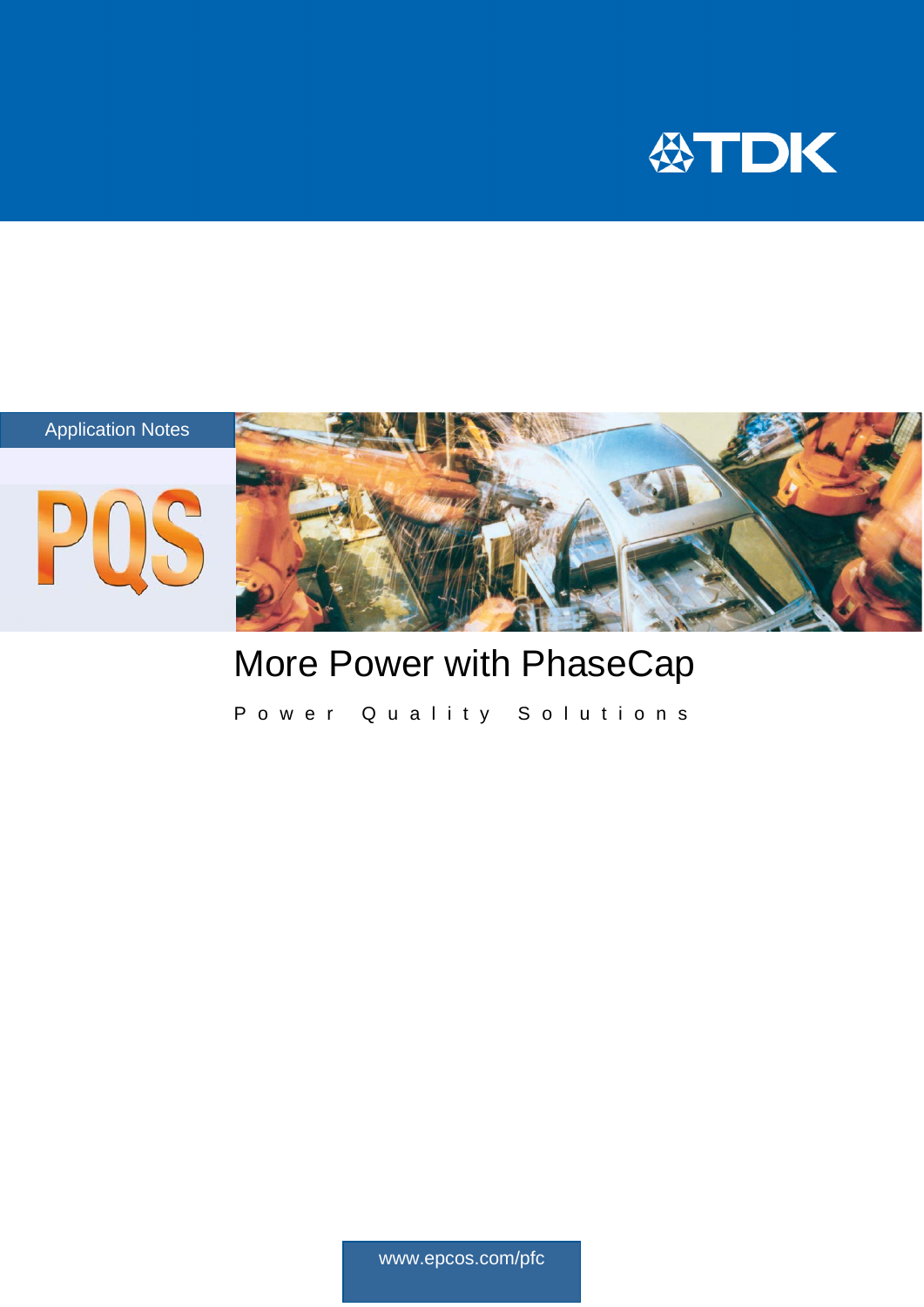TDK

Application Notes

PQS

# More Power with PhaseCap

Power Quality Solutions

www.epcos.com/pfc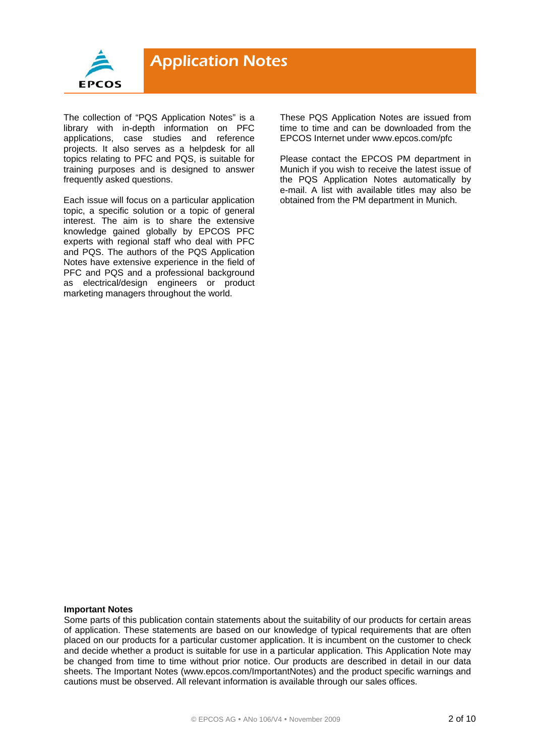The collection of "PQS Application Notes" is a library with in-depth information on PFC applications, case studies and reference projects. It also serves as a helpdesk for all topics relating to PFC and PQS, is suitable for training purposes and is designed to answer frequently asked questions.

Each issue will focus on a particular application topic, a specific solution or a topic of general interest. The aim is to share the extensive knowledge gained globally by EPCOS PFC experts with regional staff who deal with PFC and PQS. The authors of the PQS Application Notes have extensive experience in the field of PFC and PQS and a professional background as electrical/design engineers or product marketing managers throughout the world.

These PQS Application Notes are issued from time to time and can be downloaded from the EPCOS Internet under www.epcos.com/pfc

Please contact the EPCOS PM department in Munich if you wish to receive the latest issue of the PQS Application Notes automatically by e-mail. A list with available titles may also be obtained from the PM department in Munich.

**Important Notes**

Some parts of this publication contain statements about the suitability of our products for certain areas of application. These statements are based on our knowledge of typical requirements that are often placed on our products for a particular customer application. It is incumbent on the customer to check and decide whether a product is suitable for use in a particular application. This Application Note may be changed from time to time without prior notice. Our products are described in detail in our data sheets. The Important Notes (www.epcos.com/ImportantNotes) and the product specific warnings and cautions must be observed. All relevant information is available through our sales offices.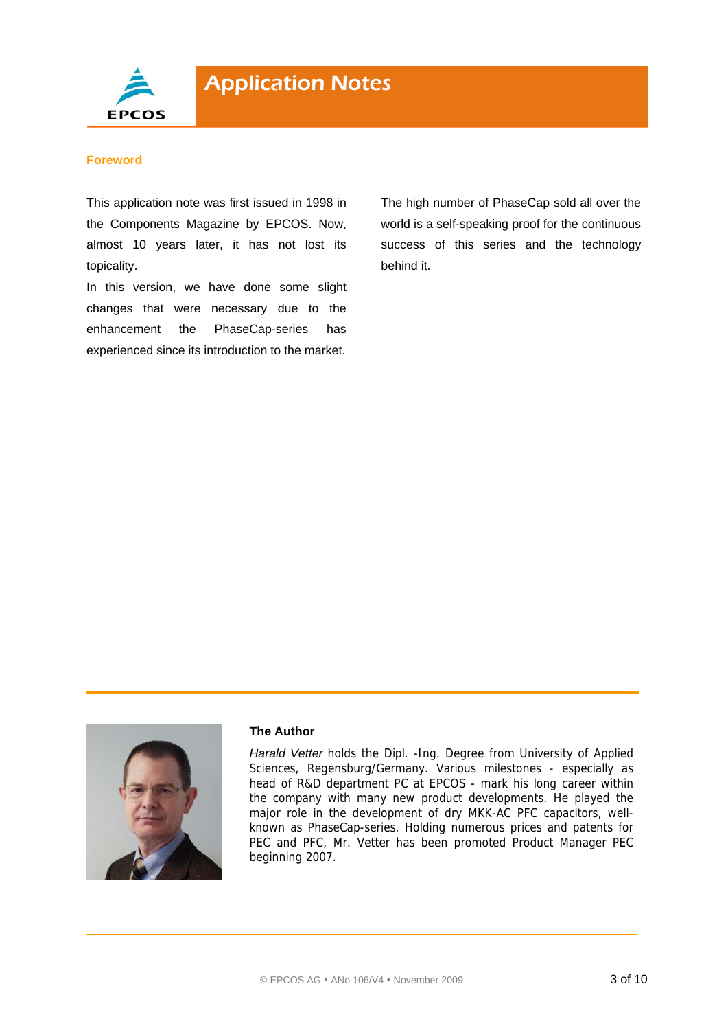## Foreword

This application note was first issued in 1998 in the Components Magazine by EPCOS. Now, almost 10 years later, it has not lost its topicality.

In this version, we have done some slight changes that were necessary due to the enhancement the PhaseCap-series has experienced since its introduction to the market.

The high number of PhaseCap sold all over the world is a self-speaking proof for the continuous success of this series and the technology behind it.

### The Author

*Harald Vetter* holds the Dipl. -Ing. Degree from University of Applied Sciences, Regensburg/Germany. Various milestones - especially as head of R&D department PC at EPCOS - mark his long career within the company with many new product developments. He played the major role in the development of dry MKK-AC PFC capacitors, well-known as PhaseCap-series. Holding numerous prices and patents for PEC and PFC, Mr. Vetter has been promoted Product Manager PEC beginning 2007.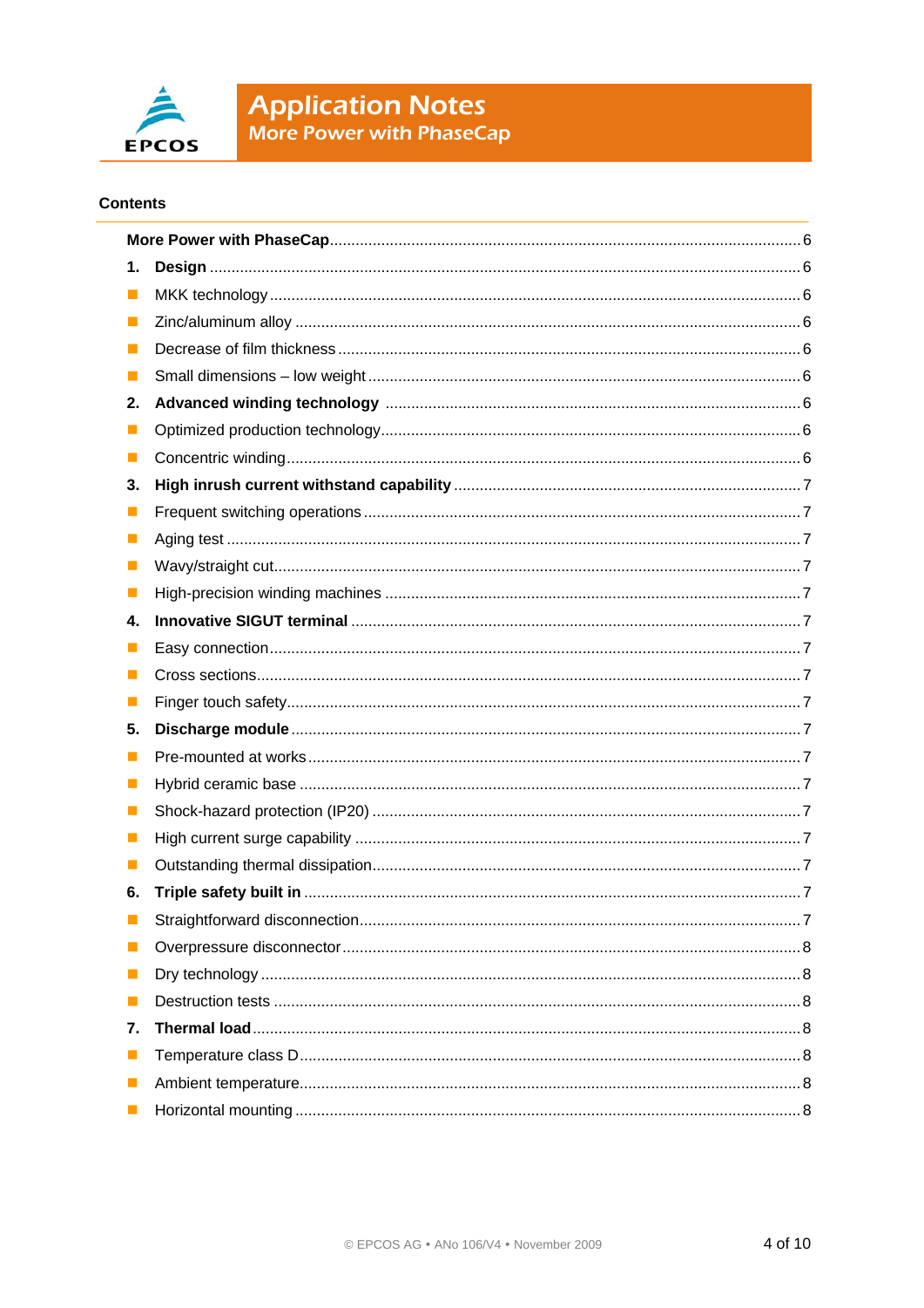## Contents

**More Power with PhaseCap** ... 6

1. **Design** ... 6
   - MKK technology ... 6
   - Zinc/aluminum alloy ... 6
   - Decrease of film thickness ... 6
   - Small dimensions – low weight ... 6
2. **Advanced winding technology** ... 6
   - Optimized production technology ... 6
   - Concentric winding ... 6
3. **High inrush current withstand capability** ... 7
   - Frequent switching operations ... 7
   - Aging test ... 7
   - Wavy/straight cut ... 7
   - High-precision winding machines ... 7
4. **Innovative SIGUT terminal** ... 7
   - Easy connection ... 7
   - Cross sections ... 7
   - Finger touch safety ... 7
5. **Discharge module** ... 7
   - Pre-mounted at works ... 7
   - Hybrid ceramic base ... 7
   - Shock-hazard protection (IP20) ... 7
   - High current surge capability ... 7
   - Outstanding thermal dissipation ... 7
6. **Triple safety built in** ... 7
   - Straightforward disconnection ... 7
   - Overpressure disconnector ... 8
   - Dry technology ... 8
   - Destruction tests ... 8
7. **Thermal load** ... 8
   - Temperature class D ... 8
   - Ambient temperature ... 8
   - Horizontal mounting ... 8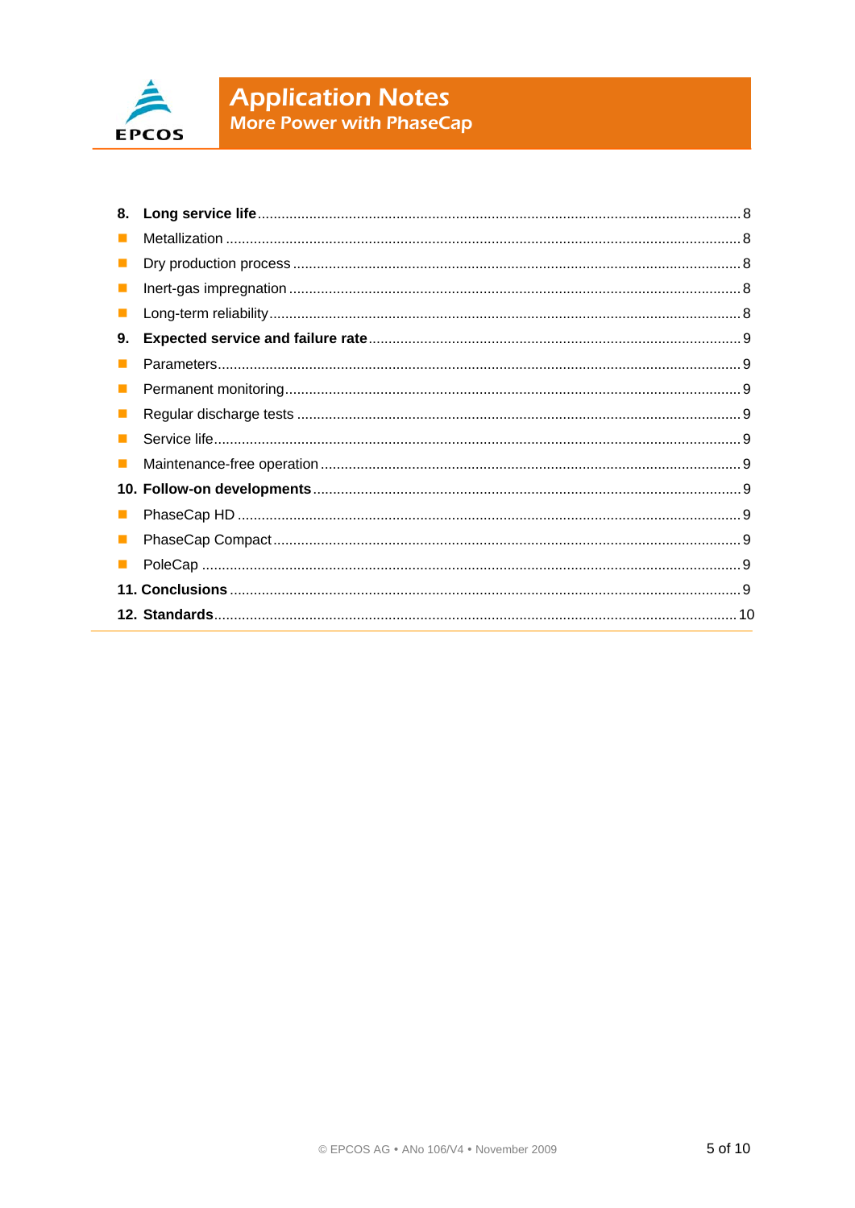**8. Long service life** ........ 8

- Metallization ........ 8
- Dry production process ........ 8
- Inert-gas impregnation ........ 8
- Long-term reliability ........ 8

**9. Expected service and failure rate** ........ 9

- Parameters ........ 9
- Permanent monitoring ........ 9
- Regular discharge tests ........ 9
- Service life ........ 9
- Maintenance-free operation ........ 9

**10. Follow-on developments** ........ 9

- PhaseCap HD ........ 9
- PhaseCap Compact ........ 9
- PoleCap ........ 9

**11. Conclusions** ........ 9

**12. Standards** ........ 10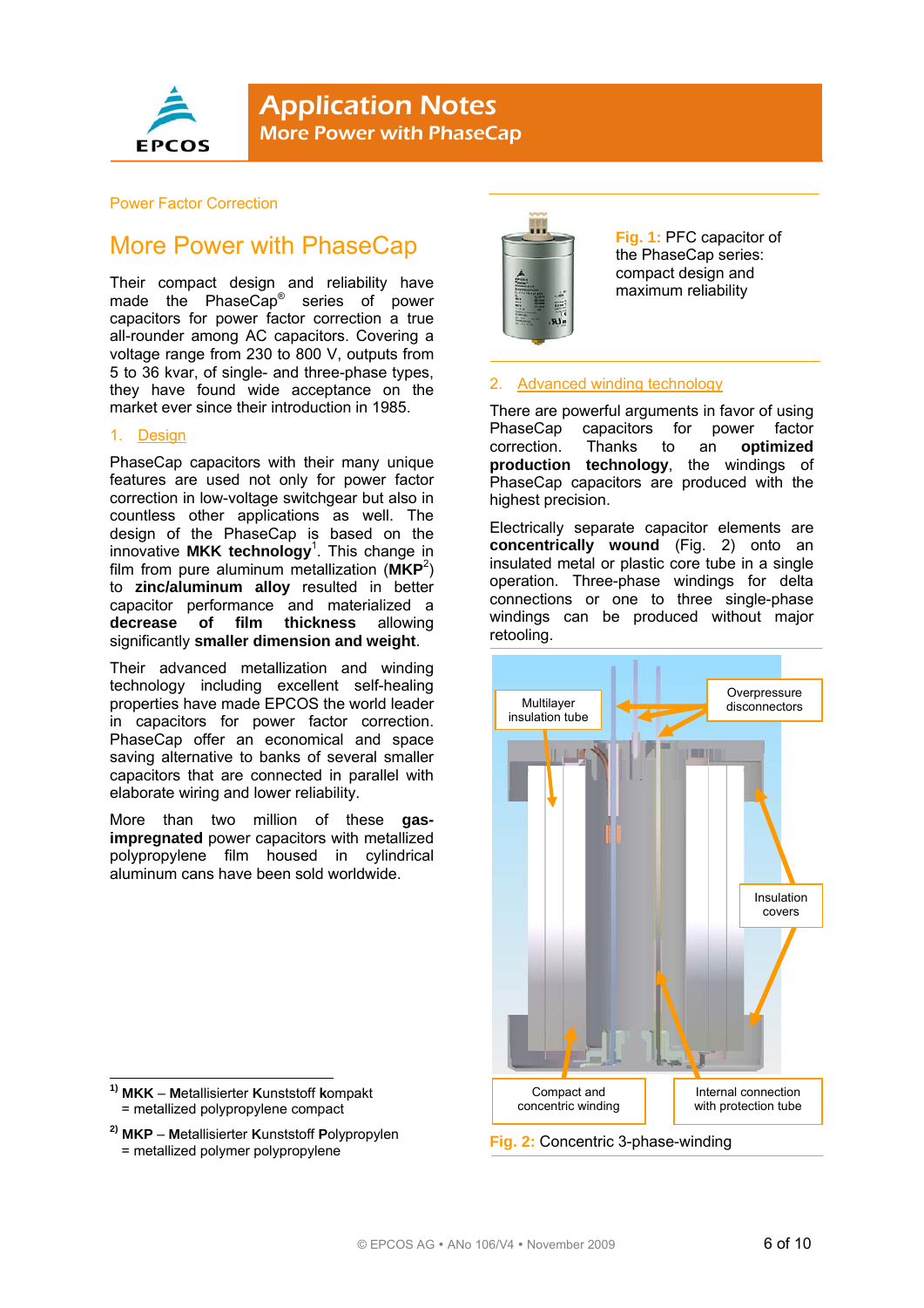Power Factor Correction

# More Power with PhaseCap

Their compact design and reliability have made the PhaseCap® series of power capacitors for power factor correction a true all-rounder among AC capacitors. Covering a voltage range from 230 to 800 V, outputs from 5 to 36 kvar, of single- and three-phase types, they have found wide acceptance on the market ever since their introduction in 1985.

## 1. Design

PhaseCap capacitors with their many unique features are used not only for power factor correction in low-voltage switchgear but also in countless other applications as well. The design of the PhaseCap is based on the innovative **MKK technology**[1]. This change in film from pure aluminum metallization (**MKP**[2]) to **zinc/aluminum alloy** resulted in better capacitor performance and materialized a **decrease of film thickness** allowing significantly **smaller dimension and weight**.

Their advanced metallization and winding technology including excellent self-healing properties have made EPCOS the world leader in capacitors for power factor correction. PhaseCap offer an economical and space saving alternative to banks of several smaller capacitors that are connected in parallel with elaborate wiring and lower reliability.

More than two million of these **gas-impregnated** power capacitors with metallized polypropylene film housed in cylindrical aluminum cans have been sold worldwide.

[1] **MKK** – **M**etallisierter **K**unststoff **k**ompakt
= metallized polypropylene compact

[2] **MKP** – **M**etallisierter **K**unststoff **P**olypropylen
= metallized polymer polypropylene

**Fig. 1:** PFC capacitor of the PhaseCap series: compact design and maximum reliability

## 2. Advanced winding technology

There are powerful arguments in favor of using PhaseCap capacitors for power factor correction. Thanks to an **optimized production technology**, the windings of PhaseCap capacitors are produced with the highest precision.

Electrically separate capacitor elements are **concentrically wound** (Fig. 2) onto an insulated metal or plastic core tube in a single operation. Three-phase windings for delta connections or one to three single-phase windings can be produced without major retooling.

Multilayer insulation tube

Overpressure disconnectors

Insulation covers

Compact and concentric winding

Internal connection with protection tube

**Fig. 2:** Concentric 3-phase-winding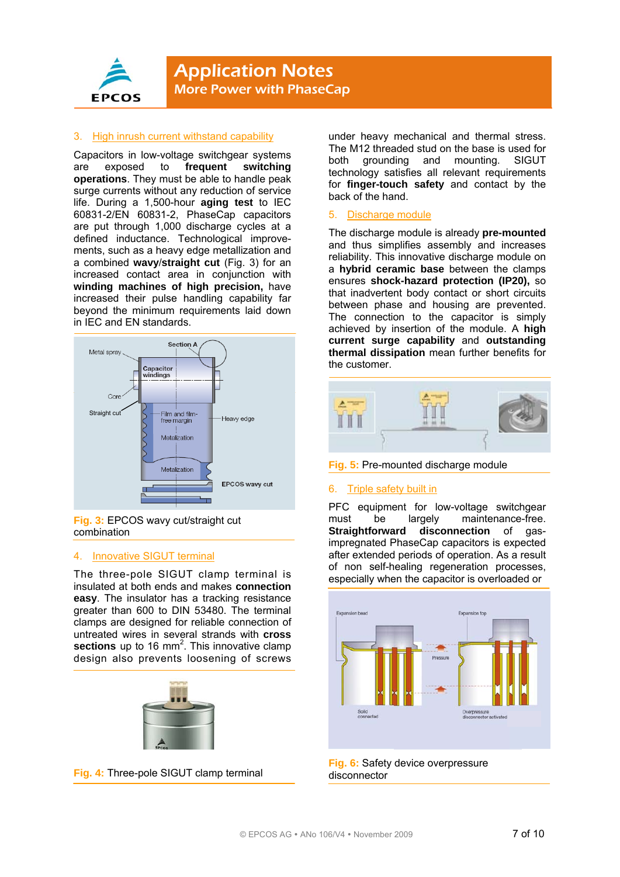## 3. High inrush current withstand capability

Capacitors in low-voltage switchgear systems are exposed to **frequent switching operations**. They must be able to handle peak surge currents without any reduction of service life. During a 1,500-hour **aging test** to IEC 60831-2/EN 60831-2, PhaseCap capacitors are put through 1,000 discharge cycles at a defined inductance. Technological improvements, such as a heavy edge metallization and a combined **wavy/straight cut** (Fig. 3) for an increased contact area in conjunction with **winding machines of high precision,** have increased their pulse handling capability far beyond the minimum requirements laid down in IEC and EN standards.

**Fig. 3:** EPCOS wavy cut/straight cut combination

## 4. Innovative SIGUT terminal

The three-pole SIGUT clamp terminal is insulated at both ends and makes **connection easy**. The insulator has a tracking resistance greater than 600 to DIN 53480. The terminal clamps are designed for reliable connection of untreated wires in several strands with **cross sections** up to 16 mm$^2$. This innovative clamp design also prevents loosening of screws under heavy mechanical and thermal stress. The M12 threaded stud on the base is used for both grounding and mounting. SIGUT technology satisfies all relevant requirements for **finger-touch safety** and contact by the back of the hand.

**Fig. 4:** Three-pole SIGUT clamp terminal

## 5. Discharge module

The discharge module is already **pre-mounted** and thus simplifies assembly and increases reliability. This innovative discharge module on a **hybrid ceramic base** between the clamps ensures **shock-hazard protection (IP20),** so that inadvertent body contact or short circuits between phase and housing are prevented. The connection to the capacitor is simply achieved by insertion of the module. A **high current surge capability** and **outstanding thermal dissipation** mean further benefits for the customer.

**Fig. 5:** Pre-mounted discharge module

## 6. Triple safety built in

PFC equipment for low-voltage switchgear must be largely maintenance-free. **Straightforward disconnection** of gas-impregnated PhaseCap capacitors is expected after extended periods of operation. As a result of non self-healing regeneration processes, especially when the capacitor is overloaded or

**Fig. 6:** Safety device overpressure disconnector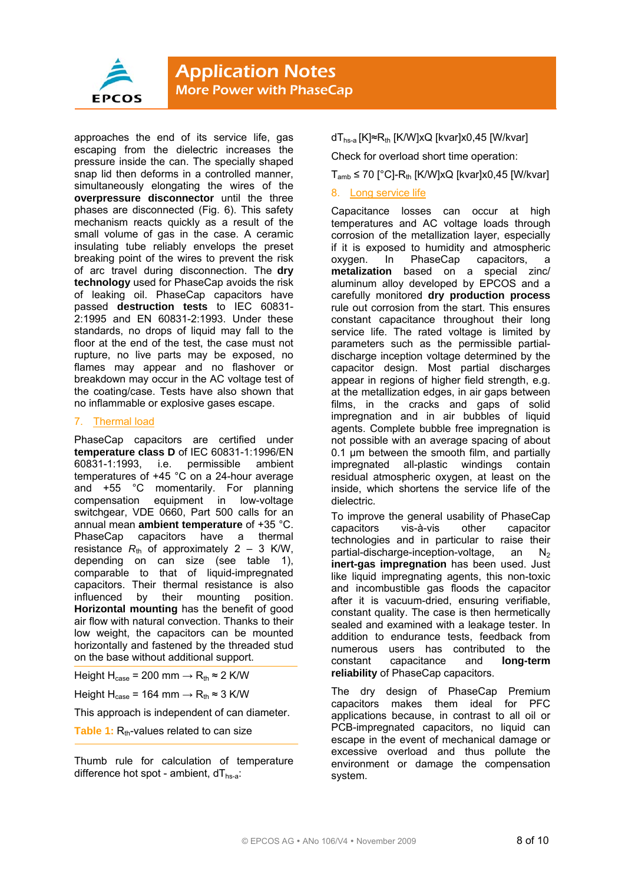approaches the end of its service life, gas escaping from the dielectric increases the pressure inside the can. The specially shaped snap lid then deforms in a controlled manner, simultaneously elongating the wires of the **overpressure disconnector** until the three phases are disconnected (Fig. 6). This safety mechanism reacts quickly as a result of the small volume of gas in the case. A ceramic insulating tube reliably envelops the preset breaking point of the wires to prevent the risk of arc travel during disconnection. The **dry technology** used for PhaseCap avoids the risk of leaking oil. PhaseCap capacitors have passed **destruction tests** to IEC 60831-2:1995 and EN 60831-2:1993. Under these standards, no drops of liquid may fall to the floor at the end of the test, the case must not rupture, no live parts may be exposed, no flames may appear and no flashover or breakdown may occur in the AC voltage test of the coating/case. Tests have also shown that no inflammable or explosive gases escape.

## 7. Thermal load

PhaseCap capacitors are certified under **temperature class D** of IEC 60831-1:1996/EN 60831-1:1993, i.e. permissible ambient temperatures of +45 °C on a 24-hour average and +55 °C momentarily. For planning compensation equipment in low-voltage switchgear, VDE 0660, Part 500 calls for an annual mean **ambient temperature** of +35 °C. PhaseCap capacitors have a thermal resistance $R_{th}$ of approximately 2 – 3 K/W, depending on can size (see table 1), comparable to that of liquid-impregnated capacitors. Their thermal resistance is also influenced by their mounting position. **Horizontal mounting** has the benefit of good air flow with natural convection. Thanks to their low weight, the capacitors can be mounted horizontally and fastened by the threaded stud on the base without additional support.

Height $H_{case}$ = 200 mm → $R_{th}$ ≈ 2 K/W

Height $H_{case}$ = 164 mm → $R_{th}$ ≈ 3 K/W

This approach is independent of can diameter.

**Table 1:** $R_{th}$-values related to can size

Thumb rule for calculation of temperature difference hot spot - ambient, $dT_{hs\text{-}a}$:

$dT_{hs\text{-}a}$ [K]≈$R_{th}$ [K/W]xQ [kvar]x0,45 [W/kvar]

Check for overload short time operation:

$T_{amb}$ ≤ 70 [°C]-$R_{th}$ [K/W]xQ [kvar]x0,45 [W/kvar]

## 8. Long service life

Capacitance losses can occur at high temperatures and AC voltage loads through corrosion of the metallization layer, especially if it is exposed to humidity and atmospheric oxygen. In PhaseCap capacitors, a **metalization** based on a special zinc/aluminum alloy developed by EPCOS and a carefully monitored **dry production process** rule out corrosion from the start. This ensures constant capacitance throughout their long service life. The rated voltage is limited by parameters such as the permissible partial-discharge inception voltage determined by the capacitor design. Most partial discharges appear in regions of higher field strength, e.g. at the metallization edges, in air gaps between films, in the cracks and gaps of solid impregnation and in air bubbles of liquid agents. Complete bubble free impregnation is not possible with an average spacing of about 0.1 µm between the smooth film, and partially impregnated all-plastic windings contain residual atmospheric oxygen, at least on the inside, which shortens the service life of the dielectric.

To improve the general usability of PhaseCap capacitors vis-à-vis other capacitor technologies and in particular to raise their partial-discharge-inception-voltage, an $N_2$ **inert-gas impregnation** has been used. Just like liquid impregnating agents, this non-toxic and incombustible gas floods the capacitor after it is vacuum-dried, ensuring verifiable, constant quality. The case is then hermetically sealed and examined with a leakage tester. In addition to endurance tests, feedback from numerous users has contributed to the constant capacitance and **long-term reliability** of PhaseCap capacitors.

The dry design of PhaseCap Premium capacitors makes them ideal for PFC applications because, in contrast to all oil or PCB-impregnated capacitors, no liquid can escape in the event of mechanical damage or excessive overload and thus pollute the environment or damage the compensation system.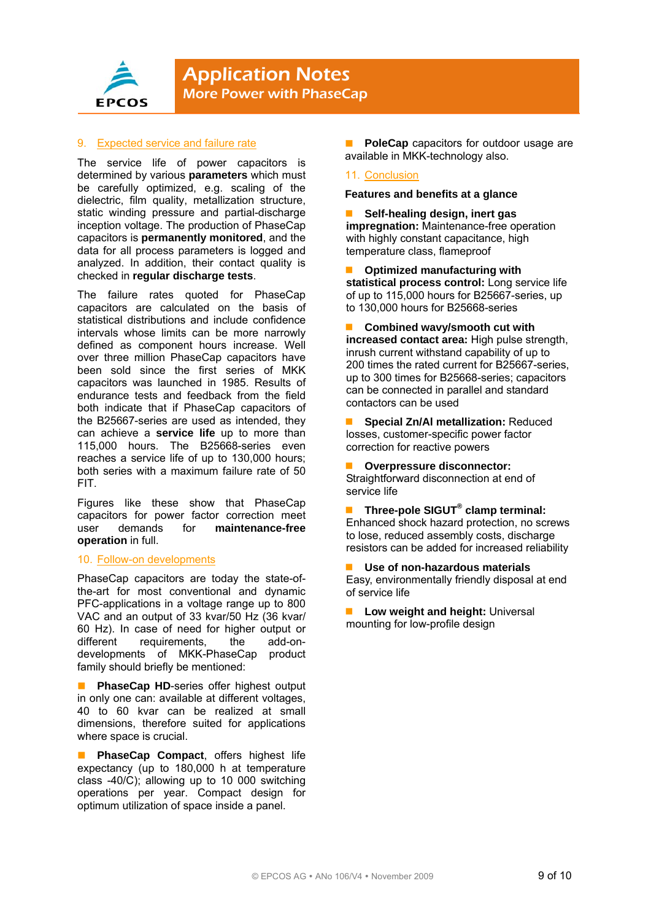## 9. Expected service and failure rate

The service life of power capacitors is determined by various **parameters** which must be carefully optimized, e.g. scaling of the dielectric, film quality, metallization structure, static winding pressure and partial-discharge inception voltage. The production of PhaseCap capacitors is **permanently monitored**, and the data for all process parameters is logged and analyzed. In addition, their contact quality is checked in **regular discharge tests**.

The failure rates quoted for PhaseCap capacitors are calculated on the basis of statistical distributions and include confidence intervals whose limits can be more narrowly defined as component hours increase. Well over three million PhaseCap capacitors have been sold since the first series of MKK capacitors was launched in 1985. Results of endurance tests and feedback from the field both indicate that if PhaseCap capacitors of the B25667-series are used as intended, they can achieve a **service life** up to more than 115,000 hours. The B25668-series even reaches a service life of up to 130,000 hours; both series with a maximum failure rate of 50 FIT.

Figures like these show that PhaseCap capacitors for power factor correction meet user demands for **maintenance-free operation** in full.

## 10. Follow-on developments

PhaseCap capacitors are today the state-of-the-art for most conventional and dynamic PFC-applications in a voltage range up to 800 VAC and an output of 33 kvar/50 Hz (36 kvar/ 60 Hz). In case of need for higher output or different requirements, the add-on-developments of MKK-PhaseCap product family should briefly be mentioned:

- **PhaseCap HD**-series offer highest output in only one can: available at different voltages, 40 to 60 kvar can be realized at small dimensions, therefore suited for applications where space is crucial.
- **PhaseCap Compact**, offers highest life expectancy (up to 180,000 h at temperature class -40/C); allowing up to 10 000 switching operations per year. Compact design for optimum utilization of space inside a panel.
- **PoleCap** capacitors for outdoor usage are available in MKK-technology also.

## 11. Conclusion

**Features and benefits at a glance**

- **Self-healing design, inert gas impregnation:** Maintenance-free operation with highly constant capacitance, high temperature class, flameproof
- **Optimized manufacturing with statistical process control:** Long service life of up to 115,000 hours for B25667-series, up to 130,000 hours for B25668-series
- **Combined wavy/smooth cut with increased contact area:** High pulse strength, inrush current withstand capability of up to 200 times the rated current for B25667-series, up to 300 times for B25668-series; capacitors can be connected in parallel and standard contactors can be used
- **Special Zn/Al metallization:** Reduced losses, customer-specific power factor correction for reactive powers
- **Overpressure disconnector:** Straightforward disconnection at end of service life
- **Three-pole SIGUT® clamp terminal:** Enhanced shock hazard protection, no screws to lose, reduced assembly costs, discharge resistors can be added for increased reliability
- **Use of non-hazardous materials** Easy, environmentally friendly disposal at end of service life
- **Low weight and height:** Universal mounting for low-profile design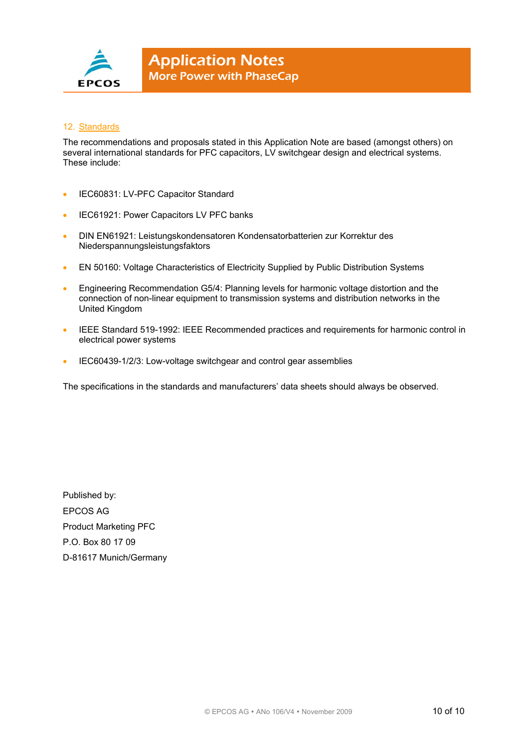## 12. Standards

The recommendations and proposals stated in this Application Note are based (amongst others) on several international standards for PFC capacitors, LV switchgear design and electrical systems. These include:

- IEC60831: LV-PFC Capacitor Standard
- IEC61921: Power Capacitors LV PFC banks
- DIN EN61921: Leistungskondensatoren Kondensatorbatterien zur Korrektur des Niederspannungsleistungsfaktors
- EN 50160: Voltage Characteristics of Electricity Supplied by Public Distribution Systems
- Engineering Recommendation G5/4: Planning levels for harmonic voltage distortion and the connection of non-linear equipment to transmission systems and distribution networks in the United Kingdom
- IEEE Standard 519-1992: IEEE Recommended practices and requirements for harmonic control in electrical power systems
- IEC60439-1/2/3: Low-voltage switchgear and control gear assemblies

The specifications in the standards and manufacturers' data sheets should always be observed.

Published by:

EPCOS AG

Product Marketing PFC

P.O. Box 80 17 09

D-81617 Munich/Germany